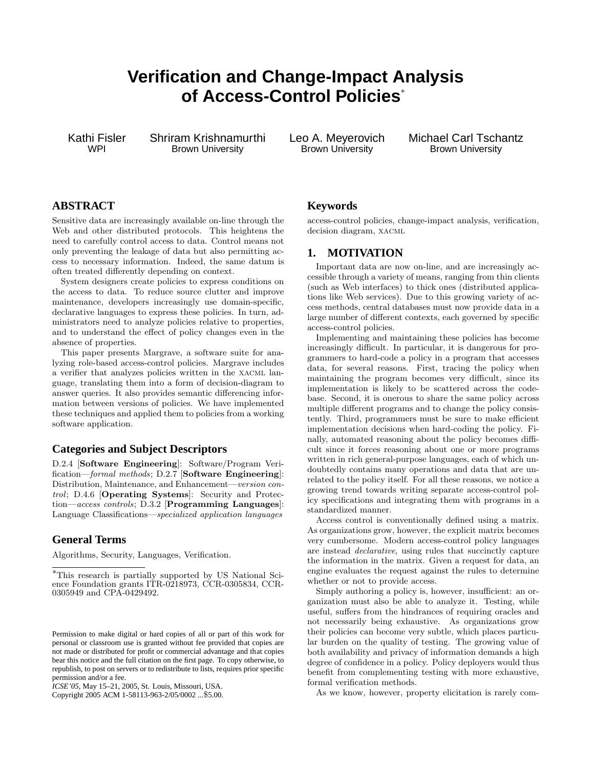# Verification and Change-Impact Analysis of Access-Control Policies*

Kathi Fisler
WPI

Shriram Krishnamurthi
Brown University

Leo A. Meyerovich
Brown University

Michael Carl Tschantz
Brown University

## ABSTRACT

Sensitive data are increasingly available on-line through the Web and other distributed protocols. This heightens the need to carefully control access to data. Control means not only preventing the leakage of data but also permitting access to necessary information. Indeed, the same datum is often treated differently depending on context.

System designers create policies to express conditions on the access to data. To reduce source clutter and improve maintenance, developers increasingly use domain-specific, declarative languages to express these policies. In turn, administrators need to analyze policies relative to properties, and to understand the effect of policy changes even in the absence of properties.

This paper presents Margrave, a software suite for analyzing role-based access-control policies. Margrave includes a verifier that analyzes policies written in the XACML language, translating them into a form of decision-diagram to answer queries. It also provides semantic differencing information between versions of policies. We have implemented these techniques and applied them to policies from a working software application.

## Categories and Subject Descriptors

D.2.4 [**Software Engineering**]: Software/Program Verification—*formal methods*; D.2.7 [**Software Engineering**]: Distribution, Maintenance, and Enhancement—*version control*; D.4.6 [**Operating Systems**]: Security and Protection—*access controls*; D.3.2 [**Programming Languages**]: Language Classifications—*specialized application languages*

## General Terms

Algorithms, Security, Languages, Verification.

*This research is partially supported by US National Science Foundation grants ITR-0218973, CCR-0305834, CCR-0305949 and CPA-0429492.

Permission to make digital or hard copies of all or part of this work for personal or classroom use is granted without fee provided that copies are not made or distributed for profit or commercial advantage and that copies bear this notice and the full citation on the first page. To copy otherwise, to republish, to post on servers or to redistribute to lists, requires prior specific permission and/or a fee.
*ICSE'05,* May 15–21, 2005, St. Louis, Missouri, USA.
Copyright 2005 ACM 1-58113-963-2/05/0002 ...$5.00.

## Keywords

access-control policies, change-impact analysis, verification, decision diagram, XACML

## 1. MOTIVATION

Important data are now on-line, and are increasingly accessible through a variety of means, ranging from thin clients (such as Web interfaces) to thick ones (distributed applications like Web services). Due to this growing variety of access methods, central databases must now provide data in a large number of different contexts, each governed by specific access-control policies.

Implementing and maintaining these policies has become increasingly difficult. In particular, it is dangerous for programmers to hard-code a policy in a program that accesses data, for several reasons. First, tracing the policy when maintaining the program becomes very difficult, since its implementation is likely to be scattered across the codebase. Second, it is onerous to share the same policy across multiple different programs and to change the policy consistently. Third, programmers must be sure to make efficient implementation decisions when hard-coding the policy. Finally, automated reasoning about the policy becomes difficult since it forces reasoning about one or more programs written in rich general-purpose languages, each of which undoubtedly contains many operations and data that are unrelated to the policy itself. For all these reasons, we notice a growing trend towards writing separate access-control policy specifications and integrating them with programs in a standardized manner.

Access control is conventionally defined using a matrix. As organizations grow, however, the explicit matrix becomes very cumbersome. Modern access-control policy languages are instead *declarative*, using rules that succinctly capture the information in the matrix. Given a request for data, an engine evaluates the request against the rules to determine whether or not to provide access.

Simply authoring a policy is, however, insufficient: an organization must also be able to analyze it. Testing, while useful, suffers from the hindrances of requiring oracles and not necessarily being exhaustive. As organizations grow their policies can become very subtle, which places particular burden on the quality of testing. The growing value of both availability and privacy of information demands a high degree of confidence in a policy. Policy deployers would thus benefit from complementing testing with more exhaustive, formal verification methods.

As we know, however, property elicitation is rarely com-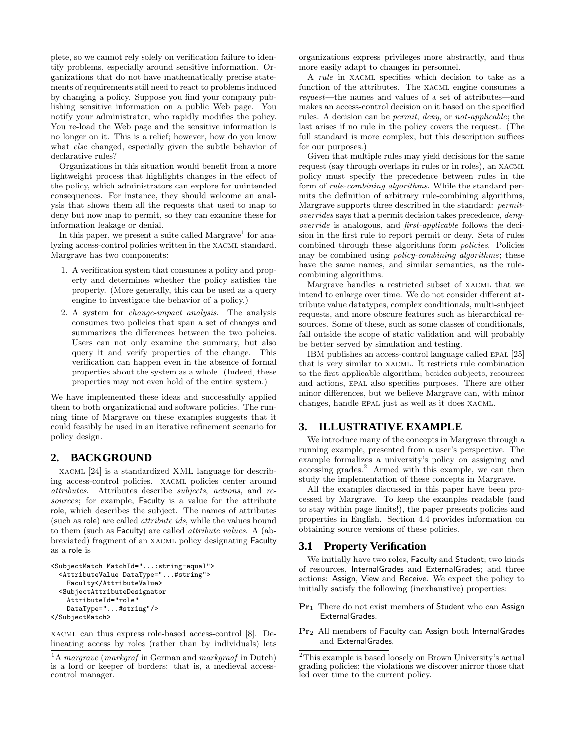plete, so we cannot rely solely on verification failure to identify problems, especially around sensitive information. Organizations that do not have mathematically precise statements of requirements still need to react to problems induced by changing a policy. Suppose you find your company publishing sensitive information on a public Web page. You notify your administrator, who rapidly modifies the policy. You re-load the Web page and the sensitive information is no longer on it. This is a relief; however, how do you know what *else* changed, especially given the subtle behavior of declarative rules?

Organizations in this situation would benefit from a more lightweight process that highlights changes in the effect of the policy, which administrators can explore for unintended consequences. For instance, they should welcome an analysis that shows them all the requests that used to map to deny but now map to permit, so they can examine these for information leakage or denial.

In this paper, we present a suite called Margrave[1] for analyzing access-control policies written in the XACML standard. Margrave has two components:

1. A verification system that consumes a policy and property and determines whether the policy satisfies the property. (More generally, this can be used as a query engine to investigate the behavior of a policy.)
2. A system for *change-impact analysis*. The analysis consumes two policies that span a set of changes and summarizes the differences between the two policies. Users can not only examine the summary, but also query it and verify properties of the change. This verification can happen even in the absence of formal properties about the system as a whole. (Indeed, these properties may not even hold of the entire system.)

We have implemented these ideas and successfully applied them to both organizational and software policies. The running time of Margrave on these examples suggests that it could feasibly be used in an iterative refinement scenario for policy design.

## 2. BACKGROUND

XACML [24] is a standardized XML language for describing access-control policies. XACML policies center around *attributes*. Attributes describe *subjects*, *actions*, and *resources*; for example, Faculty is a value for the attribute role, which describes the subject. The names of attributes (such as role) are called *attribute ids*, while the values bound to them (such as Faculty) are called *attribute values*. A (abbreviated) fragment of an XACML policy designating Faculty as a role is

```
<SubjectMatch MatchId="...:string-equal">
  <AttributeValue DataType="...#string">
    Faculty</AttributeValue>
  <SubjectAttributeDesignator
    AttributeId="role"
    DataType="...#string"/>
</SubjectMatch>
```

XACML can thus express role-based access-control [8]. Delineating access by roles (rather than by individuals) lets organizations express privileges more abstractly, and thus more easily adapt to changes in personnel.

A *rule* in XACML specifies which decision to take as a function of the attributes. The XACML engine consumes a *request*—the names and values of a set of attributes—and makes an access-control decision on it based on the specified rules. A decision can be *permit*, *deny*, or *not-applicable*; the last arises if no rule in the policy covers the request. (The full standard is more complex, but this description suffices for our purposes.)

Given that multiple rules may yield decisions for the same request (say through overlaps in rules or in roles), an XACML policy must specify the precedence between rules in the form of *rule-combining algorithms*. While the standard permits the definition of arbitrary rule-combining algorithms, Margrave supports three described in the standard: *permit-overrides* says that a permit decision takes precedence, *deny-override* is analogous, and *first-applicable* follows the decision in the first rule to report permit or deny. Sets of rules combined through these algorithms form *policies*. Policies may be combined using *policy-combining algorithms*; these have the same names, and similar semantics, as the rule-combining algorithms.

Margrave handles a restricted subset of XACML that we intend to enlarge over time. We do not consider different attribute value datatypes, complex conditionals, multi-subject requests, and more obscure features such as hierarchical resources. Some of these, such as some classes of conditionals, fall outside the scope of static validation and will probably be better served by simulation and testing.

IBM publishes an access-control language called EPAL [25] that is very similar to XACML. It restricts rule combination to the first-applicable algorithm; besides subjects, resources and actions, EPAL also specifies purposes. There are other minor differences, but we believe Margrave can, with minor changes, handle EPAL just as well as it does XACML.

## 3. ILLUSTRATIVE EXAMPLE

We introduce many of the concepts in Margrave through a running example, presented from a user's perspective. The example formalizes a university's policy on assigning and accessing grades.[2] Armed with this example, we can then study the implementation of these concepts in Margrave.

All the examples discussed in this paper have been processed by Margrave. To keep the examples readable (and to stay within page limits!), the paper presents policies and properties in English. Section 4.4 provides information on obtaining source versions of these policies.

### 3.1 Property Verification

We initially have two roles, Faculty and Student; two kinds of resources, InternalGrades and ExternalGrades; and three actions: Assign, View and Receive. We expect the policy to initially satisfy the following (inexhaustive) properties:

**Pr**$_1$ There do not exist members of Student who can Assign ExternalGrades.

**Pr**$_2$ All members of Faculty can Assign both InternalGrades and ExternalGrades.

[1] A *margrave* (*markgraf* in German and *markgraaf* in Dutch) is a lord or keeper of borders: that is, a medieval access-control manager.

[2] This example is based loosely on Brown University's actual grading policies; the violations we discover mirror those that led over time to the current policy.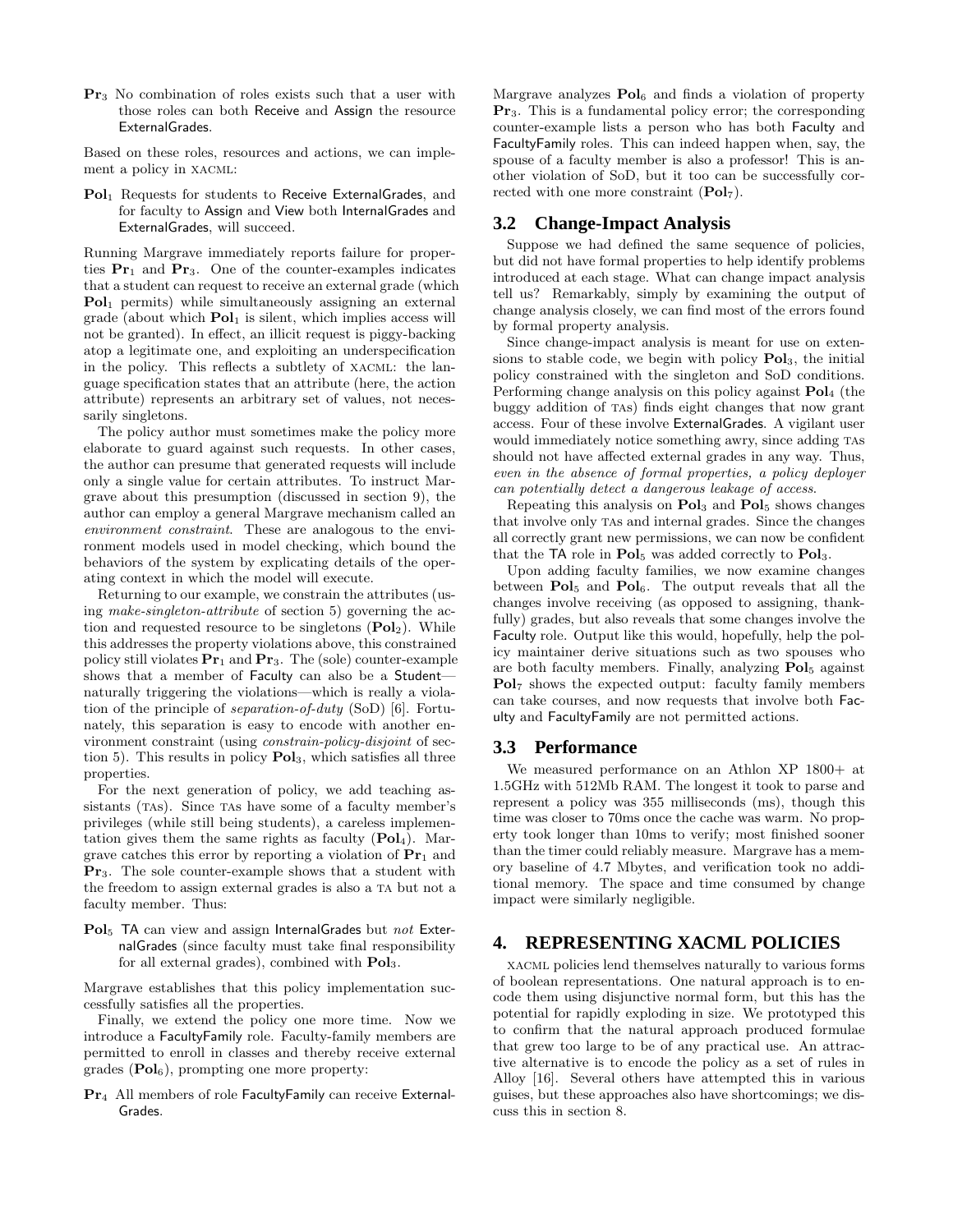$\mathbf{Pr}_3$ No combination of roles exists such that a user with those roles can both Receive and Assign the resource ExternalGrades.

Based on these roles, resources and actions, we can implement a policy in XACML:

$\mathbf{Pol}_1$ Requests for students to Receive ExternalGrades, and for faculty to Assign and View both InternalGrades and ExternalGrades, will succeed.

Running Margrave immediately reports failure for properties $\mathbf{Pr}_1$ and $\mathbf{Pr}_3$. One of the counter-examples indicates that a student can request to receive an external grade (which $\mathbf{Pol}_1$ permits) while simultaneously assigning an external grade (about which $\mathbf{Pol}_1$ is silent, which implies access will not be granted). In effect, an illicit request is piggy-backing atop a legitimate one, and exploiting an underspecification in the policy. This reflects a subtlety of XACML: the language specification states that an attribute (here, the action attribute) represents an arbitrary set of values, not necessarily singletons.

The policy author must sometimes make the policy more elaborate to guard against such requests. In other cases, the author can presume that generated requests will include only a single value for certain attributes. To instruct Margrave about this presumption (discussed in section 9), the author can employ a general Margrave mechanism called an *environment constraint*. These are analogous to the environment models used in model checking, which bound the behaviors of the system by explicating details of the operating context in which the model will execute.

Returning to our example, we constrain the attributes (using *make-singleton-attribute* of section 5) governing the action and requested resource to be singletons ($\mathbf{Pol}_2$). While this addresses the property violations above, this constrained policy still violates $\mathbf{Pr}_1$ and $\mathbf{Pr}_3$. The (sole) counter-example shows that a member of Faculty can also be a Student—naturally triggering the violations—which is really a violation of the principle of *separation-of-duty* (SoD) [6]. Fortunately, this separation is easy to encode with another environment constraint (using *constrain-policy-disjoint* of section 5). This results in policy $\mathbf{Pol}_3$, which satisfies all three properties.

For the next generation of policy, we add teaching assistants (TAs). Since TAs have some of a faculty member's privileges (while still being students), a careless implementation gives them the same rights as faculty ($\mathbf{Pol}_4$). Margrave catches this error by reporting a violation of $\mathbf{Pr}_1$ and $\mathbf{Pr}_3$. The sole counter-example shows that a student with the freedom to assign external grades is also a TA but not a faculty member. Thus:

$\mathbf{Pol}_5$ TA can view and assign InternalGrades but *not* ExternalGrades (since faculty must take final responsibility for all external grades), combined with $\mathbf{Pol}_3$.

Margrave establishes that this policy implementation successfully satisfies all the properties.

Finally, we extend the policy one more time. Now we introduce a FacultyFamily role. Faculty-family members are permitted to enroll in classes and thereby receive external grades ($\mathbf{Pol}_6$), prompting one more property:

$\mathbf{Pr}_4$ All members of role FacultyFamily can receive ExternalGrades.

Margrave analyzes $\mathbf{Pol}_6$ and finds a violation of property $\mathbf{Pr}_3$. This is a fundamental policy error; the corresponding counter-example lists a person who has both Faculty and FacultyFamily roles. This can indeed happen when, say, the spouse of a faculty member is also a professor! This is another violation of SoD, but it too can be successfully corrected with one more constraint ($\mathbf{Pol}_7$).

## 3.2 Change-Impact Analysis

Suppose we had defined the same sequence of policies, but did not have formal properties to help identify problems introduced at each stage. What can change impact analysis tell us? Remarkably, simply by examining the output of change analysis closely, we can find most of the errors found by formal property analysis.

Since change-impact analysis is meant for use on extensions to stable code, we begin with policy $\mathbf{Pol}_3$, the initial policy constrained with the singleton and SoD conditions. Performing change analysis on this policy against $\mathbf{Pol}_4$ (the buggy addition of TAs) finds eight changes that now grant access. Four of these involve ExternalGrades. A vigilant user would immediately notice something awry, since adding TAs should not have affected external grades in any way. Thus, *even in the absence of formal properties, a policy deployer can potentially detect a dangerous leakage of access.*

Repeating this analysis on $\mathbf{Pol}_3$ and $\mathbf{Pol}_5$ shows changes that involve only TAs and internal grades. Since the changes all correctly grant new permissions, we can now be confident that the TA role in $\mathbf{Pol}_5$ was added correctly to $\mathbf{Pol}_3$.

Upon adding faculty families, we now examine changes between $\mathbf{Pol}_5$ and $\mathbf{Pol}_6$. The output reveals that all the changes involve receiving (as opposed to assigning, thankfully) grades, but also reveals that some changes involve the Faculty role. Output like this would, hopefully, help the policy maintainer derive situations such as two spouses who are both faculty members. Finally, analyzing $\mathbf{Pol}_5$ against $\mathbf{Pol}_7$ shows the expected output: faculty family members can take courses, and now requests that involve both Faculty and FacultyFamily are not permitted actions.

## 3.3 Performance

We measured performance on an Athlon XP 1800+ at 1.5GHz with 512Mb RAM. The longest it took to parse and represent a policy was 355 milliseconds (ms), though this time was closer to 70ms once the cache was warm. No property took longer than 10ms to verify; most finished sooner than the timer could reliably measure. Margrave has a memory baseline of 4.7 Mbytes, and verification took no additional memory. The space and time consumed by change impact were similarly negligible.

# 4. REPRESENTING XACML POLICIES

XACML policies lend themselves naturally to various forms of boolean representations. One natural approach is to encode them using disjunctive normal form, but this has the potential for rapidly exploding in size. We prototyped this to confirm that the natural approach produced formulae that grew too large to be of any practical use. An attractive alternative is to encode the policy as a set of rules in Alloy [16]. Several others have attempted this in various guises, but these approaches also have shortcomings; we discuss this in section 8.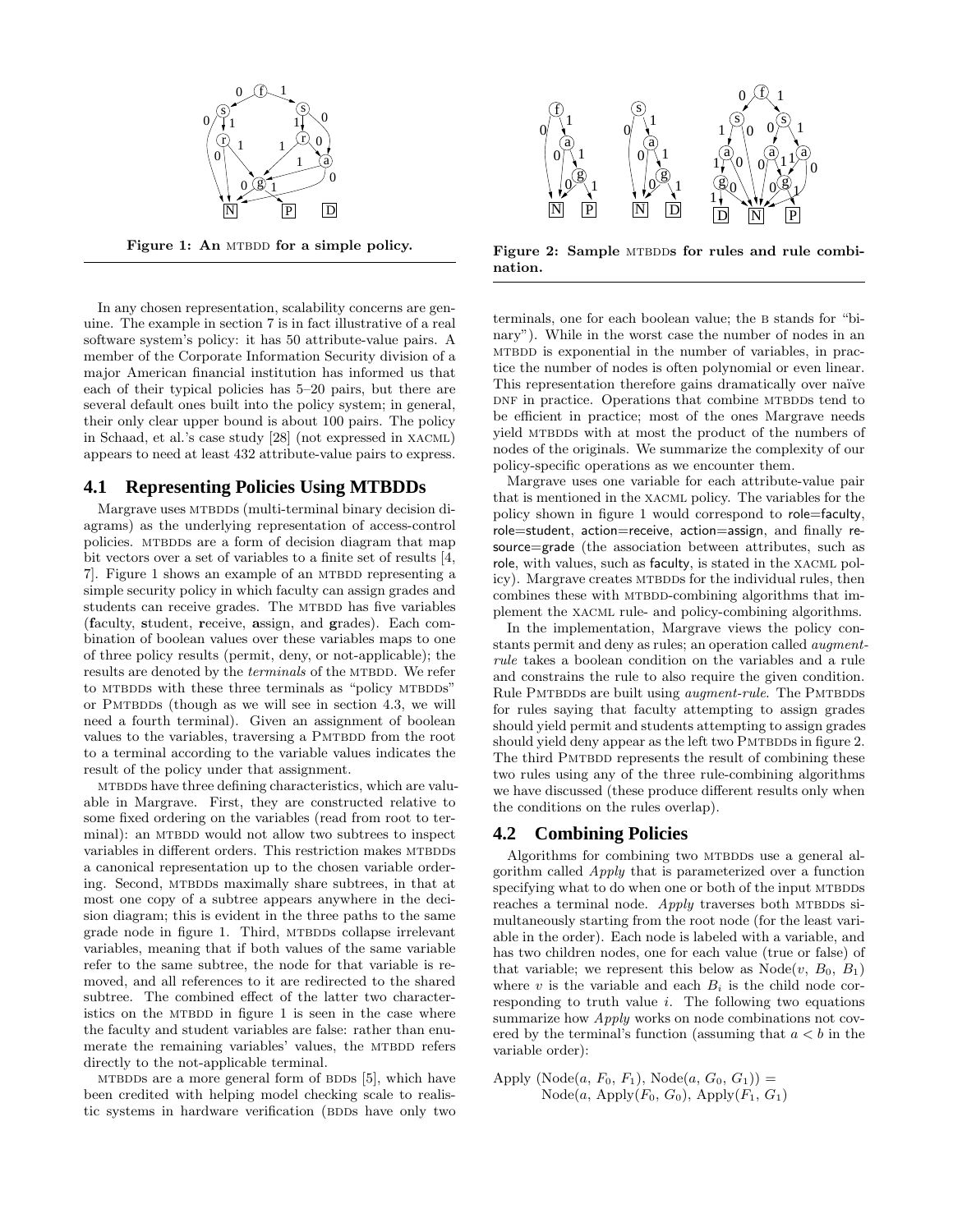Figure 1: An MTBDD for a simple policy.

Figure 2: Sample MTBDDs for rules and rule combination.

In any chosen representation, scalability concerns are genuine. The example in section 7 is in fact illustrative of a real software system's policy: it has 50 attribute-value pairs. A member of the Corporate Information Security division of a major American financial institution has informed us that each of their typical policies has 5–20 pairs, but there are several default ones built into the policy system; in general, their only clear upper bound is about 100 pairs. The policy in Schaad, et al.'s case study [28] (not expressed in XACML) appears to need at least 432 attribute-value pairs to express.

## 4.1 Representing Policies Using MTBDDs

Margrave uses MTBDDs (multi-terminal binary decision diagrams) as the underlying representation of access-control policies. MTBDDs are a form of decision diagram that map bit vectors over a set of variables to a finite set of results [4, 7]. Figure 1 shows an example of an MTBDD representing a simple security policy in which faculty can assign grades and students can receive grades. The MTBDD has five variables (**f**aculty, **s**tudent, **r**eceive, **a**ssign, and **g**rades). Each combination of boolean values over these variables maps to one of three policy results (permit, deny, or not-applicable); the results are denoted by the *terminals* of the MTBDD. We refer to MTBDDs with these three terminals as "policy MTBDDs" or PMTBDDs (though as we will see in section 4.3, we will need a fourth terminal). Given an assignment of boolean values to the variables, traversing a PMTBDD from the root to a terminal according to the variable values indicates the result of the policy under that assignment.

MTBDDs have three defining characteristics, which are valuable in Margrave. First, they are constructed relative to some fixed ordering on the variables (read from root to terminal): an MTBDD would not allow two subtrees to inspect variables in different orders. This restriction makes MTBDDs a canonical representation up to the chosen variable ordering. Second, MTBDDs maximally share subtrees, in that at most one copy of a subtree appears anywhere in the decision diagram; this is evident in the three paths to the same grade node in figure 1. Third, MTBDDs collapse irrelevant variables, meaning that if both values of the same variable refer to the same subtree, the node for that variable is removed, and all references to it are redirected to the shared subtree. The combined effect of the latter two characteristics on the MTBDD in figure 1 is seen in the case where the faculty and student variables are false: rather than enumerate the remaining variables' values, the MTBDD refers directly to the not-applicable terminal.

MTBDDs are a more general form of BDDs [5], which have been credited with helping model checking scale to realistic systems in hardware verification (BDDs have only two terminals, one for each boolean value; the B stands for "binary"). While in the worst case the number of nodes in an MTBDD is exponential in the number of variables, in practice the number of nodes is often polynomial or even linear. This representation therefore gains dramatically over naïve DNF in practice. Operations that combine MTBDDs tend to be efficient in practice; most of the ones Margrave needs yield MTBDDs with at most the product of the numbers of nodes of the originals. We summarize the complexity of our policy-specific operations as we encounter them.

Margrave uses one variable for each attribute-value pair that is mentioned in the XACML policy. The variables for the policy shown in figure 1 would correspond to role=faculty, role=student, action=receive, action=assign, and finally resource=grade (the association between attributes, such as role, with values, such as faculty, is stated in the XACML policy). Margrave creates MTBDDs for the individual rules, then combines these with MTBDD-combining algorithms that implement the XACML rule- and policy-combining algorithms.

In the implementation, Margrave views the policy constants permit and deny as rules; an operation called *augment-rule* takes a boolean condition on the variables and a rule and constrains the rule to also require the given condition. Rule PMTBDDs are built using *augment-rule*. The PMTBDDs for rules saying that faculty attempting to assign grades should yield permit and students attempting to assign grades should yield deny appear as the left two PMTBDDs in figure 2. The third PMTBDD represents the result of combining these two rules using any of the three rule-combining algorithms we have discussed (these produce different results only when the conditions on the rules overlap).

## 4.2 Combining Policies

Algorithms for combining two MTBDDs use a general algorithm called *Apply* that is parameterized over a function specifying what to do when one or both of the input MTBDDs reaches a terminal node. *Apply* traverses both MTBDDs simultaneously starting from the root node (for the least variable in the order). Each node is labeled with a variable, and has two children nodes, one for each value (true or false) of that variable; we represent this below as Node($v$, $B_0$, $B_1$) where $v$ is the variable and each $B_i$ is the child node corresponding to truth value $i$. The following two equations summarize how *Apply* works on node combinations not covered by the terminal's function (assuming that $a < b$ in the variable order):

Apply (Node($a$, $F_0$, $F_1$), Node($a$, $G_0$, $G_1$)) =
Node($a$, Apply($F_0$, $G_0$), Apply($F_1$, $G_1$)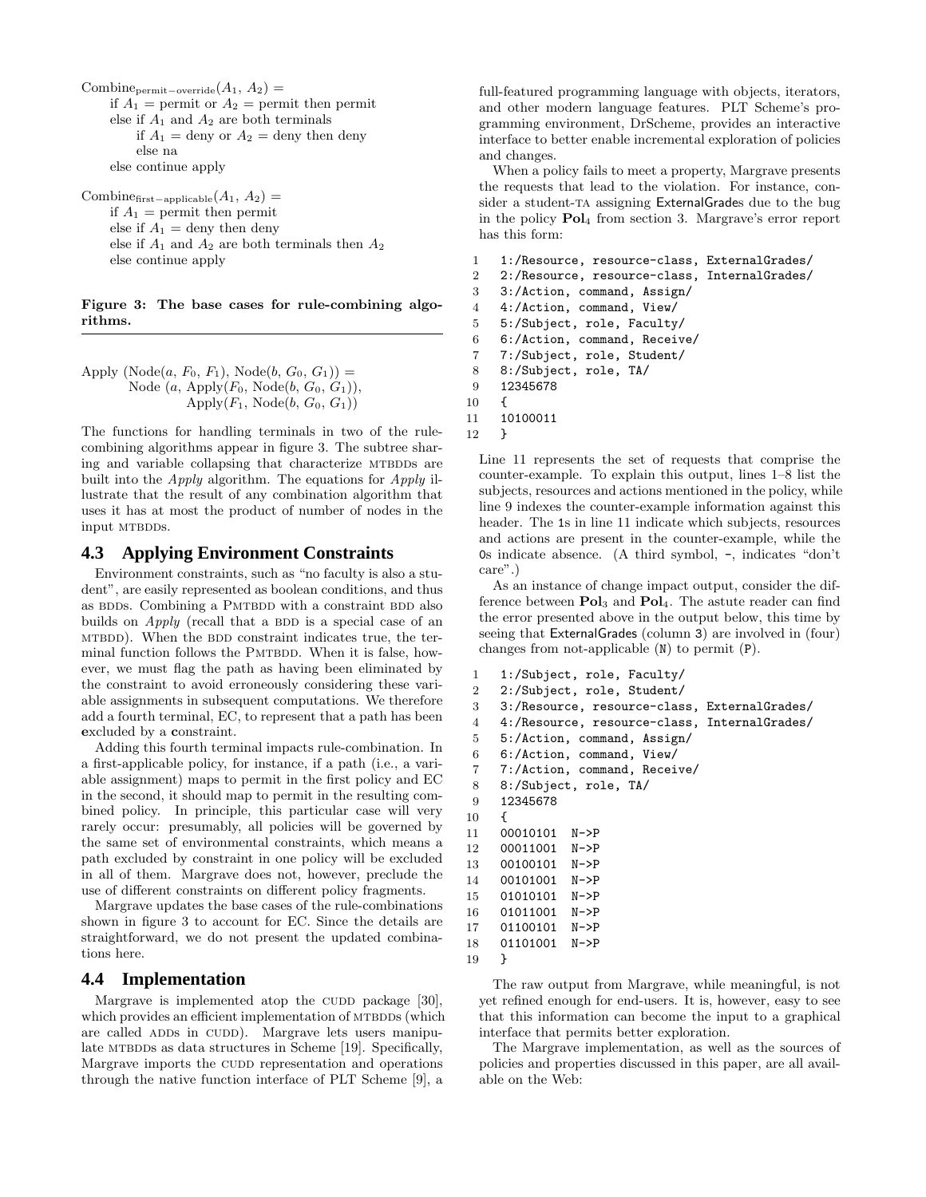$\text{Combine}_{\text{permit-override}}(A_1, A_2) =$
  if $A_1$ = permit or $A_2$ = permit then permit
  else if $A_1$ and $A_2$ are both terminals
    if $A_1$ = deny or $A_2$ = deny then deny
    else na
  else continue apply

$\text{Combine}_{\text{first-applicable}}(A_1, A_2) =$
  if $A_1$ = permit then permit
  else if $A_1$ = deny then deny
  else if $A_1$ and $A_2$ are both terminals then $A_2$
  else continue apply

**Figure 3: The base cases for rule-combining algorithms.**

Apply (Node($a$, $F_0$, $F_1$), Node($b$, $G_0$, $G_1$)) =
  Node ($a$, Apply($F_0$, Node($b$, $G_0$, $G_1$)),
      Apply($F_1$, Node($b$, $G_0$, $G_1$))

The functions for handling terminals in two of the rule-combining algorithms appear in figure 3. The subtree sharing and variable collapsing that characterize MTBDDs are built into the *Apply* algorithm. The equations for *Apply* illustrate that the result of any combination algorithm that uses it has at most the product of number of nodes in the input MTBDDs.

## 4.3 Applying Environment Constraints

Environment constraints, such as "no faculty is also a student", are easily represented as boolean conditions, and thus as BDDs. Combining a PMTBDD with a constraint BDD also builds on *Apply* (recall that a BDD is a special case of an MTBDD). When the BDD constraint indicates true, the terminal function follows the PMTBDD. When it is false, however, we must flag the path as having been eliminated by the constraint to avoid erroneously considering these variable assignments in subsequent computations. We therefore add a fourth terminal, EC, to represent that a path has been **e**xcluded by a **c**onstraint.

Adding this fourth terminal impacts rule-combination. In a first-applicable policy, for instance, if a path (i.e., a variable assignment) maps to permit in the first policy and EC in the second, it should map to permit in the resulting combined policy. In principle, this particular case will very rarely occur: presumably, all policies will be governed by the same set of environmental constraints, which means a path excluded by constraint in one policy will be excluded in all of them. Margrave does not, however, preclude the use of different constraints on different policy fragments.

Margrave updates the base cases of the rule-combinations shown in figure 3 to account for EC. Since the details are straightforward, we do not present the updated combinations here.

## 4.4 Implementation

Margrave is implemented atop the CUDD package [30], which provides an efficient implementation of MTBDDs (which are called ADDs in CUDD). Margrave lets users manipulate MTBDDs as data structures in Scheme [19]. Specifically, Margrave imports the CUDD representation and operations through the native function interface of PLT Scheme [9], a full-featured programming language with objects, iterators, and other modern language features. PLT Scheme's programming environment, DrScheme, provides an interactive interface to better enable incremental exploration of policies and changes.

When a policy fails to meet a property, Margrave presents the requests that lead to the violation. For instance, consider a student-TA assigning ExternalGrades due to the bug in the policy $\textbf{Pol}_4$ from section 3. Margrave's error report has this form:

```
1   1:/Resource, resource-class, ExternalGrades/
2   2:/Resource, resource-class, InternalGrades/
3   3:/Action, command, Assign/
4   4:/Action, command, View/
5   5:/Subject, role, Faculty/
6   6:/Action, command, Receive/
7   7:/Subject, role, Student/
8   8:/Subject, role, TA/
9   12345678
10  {
11  10100011
12  }
```

Line 11 represents the set of requests that comprise the counter-example. To explain this output, lines 1–8 list the subjects, resources and actions mentioned in the policy, while line 9 indexes the counter-example information against this header. The 1s in line 11 indicate which subjects, resources and actions are present in the counter-example, while the 0s indicate absence. (A third symbol, -, indicates "don't care".)

As an instance of change impact output, consider the difference between $\textbf{Pol}_3$ and $\textbf{Pol}_4$. The astute reader can find the error presented above in the output below, this time by seeing that ExternalGrades (column 3) are involved in (four) changes from not-applicable (N) to permit (P).

```
1   1:/Subject, role, Faculty/
2   2:/Subject, role, Student/
3   3:/Resource, resource-class, ExternalGrades/
4   4:/Resource, resource-class, InternalGrades/
5   5:/Action, command, Assign/
6   6:/Action, command, View/
7   7:/Action, command, Receive/
8   8:/Subject, role, TA/
9   12345678
10  {
11  00010101  N->P
12  00011001  N->P
13  00100101  N->P
14  00101001  N->P
15  01010101  N->P
16  01011001  N->P
17  01100101  N->P
18  01101001  N->P
19  }
```

The raw output from Margrave, while meaningful, is not yet refined enough for end-users. It is, however, easy to see that this information can become the input to a graphical interface that permits better exploration.

The Margrave implementation, as well as the sources of policies and properties discussed in this paper, are all available on the Web: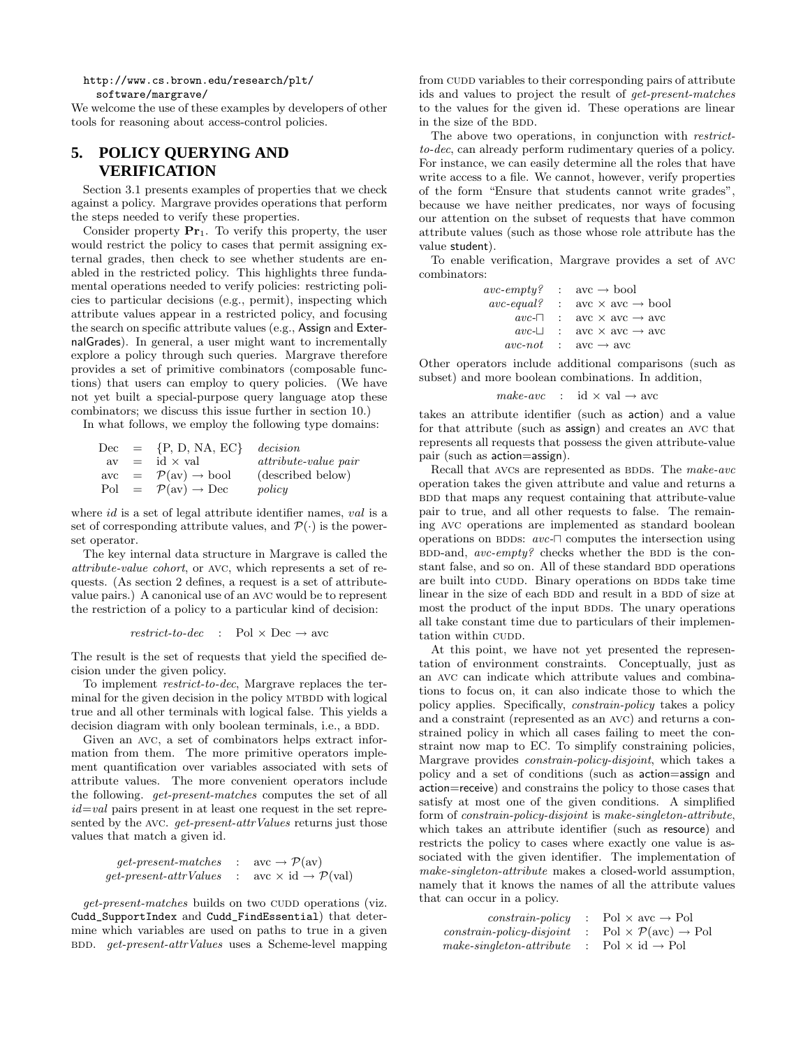http://www.cs.brown.edu/research/plt/software/margrave/

We welcome the use of these examples by developers of other tools for reasoning about access-control policies.

## 5. POLICY QUERYING AND VERIFICATION

Section 3.1 presents examples of properties that we check against a policy. Margrave provides operations that perform the steps needed to verify these properties.

Consider property $\mathbf{Pr}_1$. To verify this property, the user would restrict the policy to cases that permit assigning external grades, then check to see whether students are enabled in the restricted policy. This highlights three fundamental operations needed to verify policies: restricting policies to particular decisions (e.g., permit), inspecting which attribute values appear in a restricted policy, and focusing the search on specific attribute values (e.g., Assign and ExternalGrades). In general, a user might want to incrementally explore a policy through such queries. Margrave therefore provides a set of primitive combinators (composable functions) that users can employ to query policies. (We have not yet built a special-purpose query language atop these combinators; we discuss this issue further in section 10.)

In what follows, we employ the following type domains:

$$
\begin{array}{llll}
\text{Dec} & = & \{\text{P, D, NA, EC}\} & \textit{decision} \\
\text{av} & = & \text{id} \times \text{val} & \textit{attribute-value pair} \\
\text{avc} & = & \mathcal{P}(\text{av}) \rightarrow \text{bool} & \text{(described below)} \\
\text{Pol} & = & \mathcal{P}(\text{av}) \rightarrow \text{Dec} & \textit{policy}
\end{array}
$$

where *id* is a set of legal attribute identifier names, *val* is a set of corresponding attribute values, and $\mathcal{P}(\cdot)$ is the powerset operator.

The key internal data structure in Margrave is called the *attribute-value cohort*, or AVC, which represents a set of requests. (As section 2 defines, a request is a set of attribute-value pairs.) A canonical use of an AVC would be to represent the restriction of a policy to a particular kind of decision:

$$\textit{restrict-to-dec} \quad : \quad \text{Pol} \times \text{Dec} \rightarrow \text{avc}$$

The result is the set of requests that yield the specified decision under the given policy.

To implement *restrict-to-dec*, Margrave replaces the terminal for the given decision in the policy MTBDD with logical true and all other terminals with logical false. This yields a decision diagram with only boolean terminals, i.e., a BDD.

Given an AVC, a set of combinators helps extract information from them. The more primitive operators implement quantification over variables associated with sets of attribute values. The more convenient operators include the following. *get-present-matches* computes the set of all *id*=*val* pairs present in at least one request in the set represented by the AVC. *get-present-attrValues* returns just those values that match a given id.

$$
\begin{array}{rcl}
\textit{get-present-matches} & : & \text{avc} \rightarrow \mathcal{P}(\text{av}) \\
\textit{get-present-attrValues} & : & \text{avc} \times \text{id} \rightarrow \mathcal{P}(\text{val})
\end{array}
$$

*get-present-matches* builds on two CUDD operations (viz. `Cudd_SupportIndex` and `Cudd_FindEssential`) that determine which variables are used on paths to true in a given BDD. *get-present-attrValues* uses a Scheme-level mapping from CUDD variables to their corresponding pairs of attribute ids and values to project the result of *get-present-matches* to the values for the given id. These operations are linear in the size of the BDD.

The above two operations, in conjunction with *restrict-to-dec*, can already perform rudimentary queries of a policy. For instance, we can easily determine all the roles that have write access to a file. We cannot, however, verify properties of the form "Ensure that students cannot write grades", because we have neither predicates, nor ways of focusing our attention on the subset of requests that have common attribute values (such as those whose role attribute has the value student).

To enable verification, Margrave provides a set of AVC combinators:

$$
\begin{array}{rcl}
\textit{avc-empty?} & : & \text{avc} \rightarrow \text{bool} \\
\textit{avc-equal?} & : & \text{avc} \times \text{avc} \rightarrow \text{bool} \\
\textit{avc-}\sqcap & : & \text{avc} \times \text{avc} \rightarrow \text{avc} \\
\textit{avc-}\sqcup & : & \text{avc} \times \text{avc} \rightarrow \text{avc} \\
\textit{avc-not} & : & \text{avc} \rightarrow \text{avc}
\end{array}
$$

Other operators include additional comparisons (such as subset) and more boolean combinations. In addition,

$$\textit{make-avc} \quad : \quad \text{id} \times \text{val} \rightarrow \text{avc}$$

takes an attribute identifier (such as action) and a value for that attribute (such as assign) and creates an AVC that represents all requests that possess the given attribute-value pair (such as action=assign).

Recall that AVCs are represented as BDDs. The *make-avc* operation takes the given attribute and value and returns a BDD that maps any request containing that attribute-value pair to true, and all other requests to false. The remaining AVC operations are implemented as standard boolean operations on BDDs: *avc-*$\sqcap$ computes the intersection using BDD-and, *avc-empty?* checks whether the BDD is the constant false, and so on. All of these standard BDD operations are built into CUDD. Binary operations on BDDs take time linear in the size of each BDD and result in a BDD of size at most the product of the input BDDs. The unary operations all take constant time due to particulars of their implementation within CUDD.

At this point, we have not yet presented the representation of environment constraints. Conceptually, just as an AVC can indicate which attribute values and combinations to focus on, it can also indicate those to which the policy applies. Specifically, *constrain-policy* takes a policy and a constraint (represented as an AVC) and returns a constrained policy in which all cases failing to meet the constraint now map to EC. To simplify constraining policies, Margrave provides *constrain-policy-disjoint*, which takes a policy and a set of conditions (such as action=assign and action=receive) and constrains the policy to those cases that satisfy at most one of the given conditions. A simplified form of *constrain-policy-disjoint* is *make-singleton-attribute*, which takes an attribute identifier (such as resource) and restricts the policy to cases where exactly one value is associated with the given identifier. The implementation of *make-singleton-attribute* makes a closed-world assumption, namely that it knows the names of all the attribute values that can occur in a policy.

$$
\begin{array}{rcl}
\textit{constrain-policy} & : & \text{Pol} \times \text{avc} \rightarrow \text{Pol} \\
\textit{constrain-policy-disjoint} & : & \text{Pol} \times \mathcal{P}(\text{avc}) \rightarrow \text{Pol} \\
\textit{make-singleton-attribute} & : & \text{Pol} \times \text{id} \rightarrow \text{Pol}
\end{array}
$$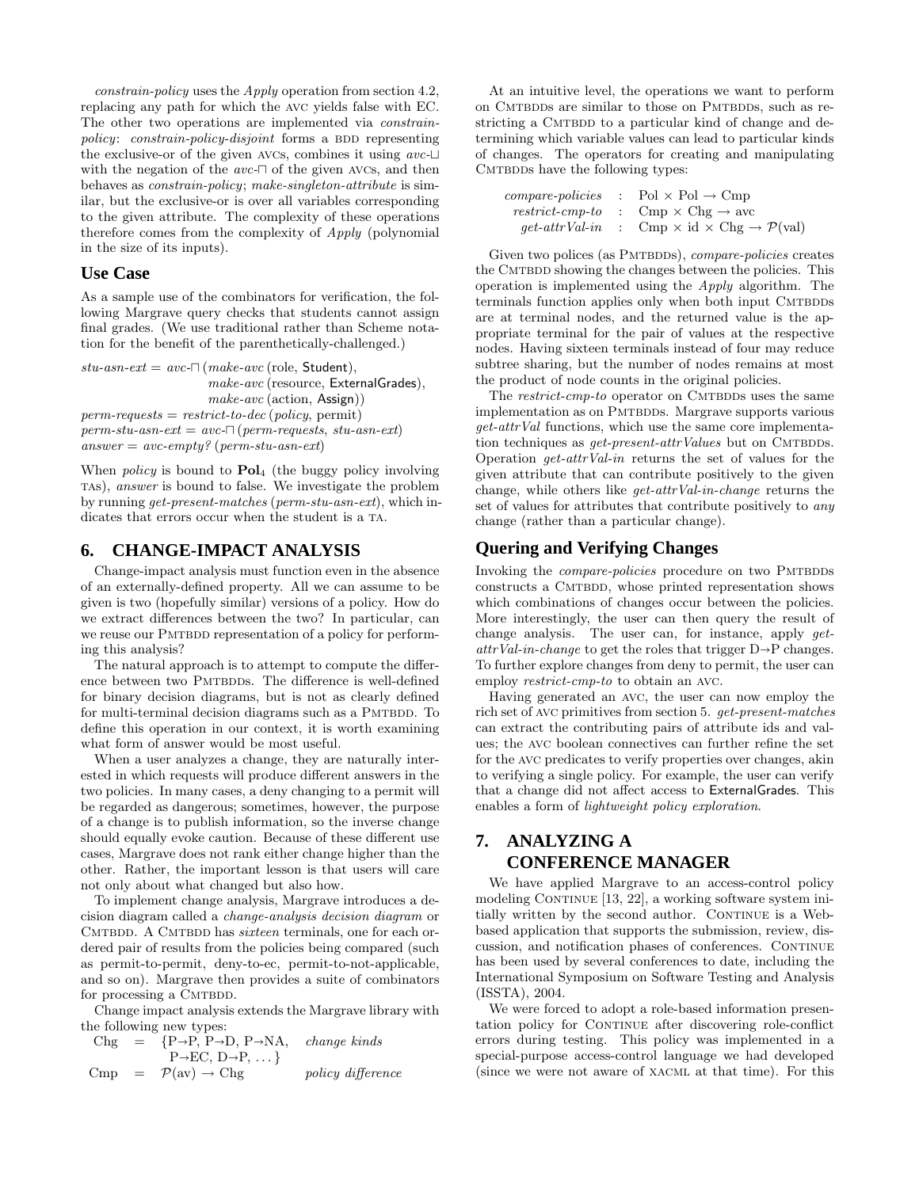*constrain-policy* uses the *Apply* operation from section 4.2, replacing any path for which the AVC yields false with EC. The other two operations are implemented via *constrain-policy*: *constrain-policy-disjoint* forms a BDD representing the exclusive-or of the given AVCs, combines it using *avc-*$\sqcup$ with the negation of the *avc-*$\sqcap$ of the given AVCs, and then behaves as *constrain-policy*; *make-singleton-attribute* is similar, but the exclusive-or is over all variables corresponding to the given attribute. The complexity of these operations therefore comes from the complexity of *Apply* (polynomial in the size of its inputs).

### Use Case

As a sample use of the combinators for verification, the following Margrave query checks that students cannot assign final grades. (We use traditional rather than Scheme notation for the benefit of the parenthetically-challenged.)

*stu-asn-ext* = *avc-*$\sqcap$ (*make-avc* (role, Student),
*make-avc* (resource, ExternalGrades),
*make-avc* (action, Assign))
*perm-requests* = *restrict-to-dec* (*policy*, permit)
*perm-stu-asn-ext* = *avc-*$\sqcap$ (*perm-requests*, *stu-asn-ext*)
*answer* = *avc-empty?* (*perm-stu-asn-ext*)

When *policy* is bound to $\mathbf{Pol}_4$ (the buggy policy involving TAs), *answer* is bound to false. We investigate the problem by running *get-present-matches* (*perm-stu-asn-ext*), which indicates that errors occur when the student is a TA.

## 6. CHANGE-IMPACT ANALYSIS

Change-impact analysis must function even in the absence of an externally-defined property. All we can assume to be given is two (hopefully similar) versions of a policy. How do we extract differences between the two? In particular, can we reuse our PMTBDD representation of a policy for performing this analysis?

The natural approach is to attempt to compute the difference between two PMTBDDs. The difference is well-defined for binary decision diagrams, but is not as clearly defined for multi-terminal decision diagrams such as a PMTBDD. To define this operation in our context, it is worth examining what form of answer would be most useful.

When a user analyzes a change, they are naturally interested in which requests will produce different answers in the two policies. In many cases, a deny changing to a permit will be regarded as dangerous; sometimes, however, the purpose of a change is to publish information, so the inverse change should equally evoke caution. Because of these different use cases, Margrave does not rank either change higher than the other. Rather, the important lesson is that users will care not only about what changed but also how.

To implement change analysis, Margrave introduces a decision diagram called a *change-analysis decision diagram* or CMTBDD. A CMTBDD has *sixteen* terminals, one for each ordered pair of results from the policies being compared (such as permit-to-permit, deny-to-ec, permit-to-not-applicable, and so on). Margrave then provides a suite of combinators for processing a CMTBDD.

Change impact analysis extends the Margrave library with the following new types:

Chg = {P→P, P→D, P→NA, P→EC, D→P, ...}   *change kinds*
Cmp = $\mathcal{P}$(av) → Chg   *policy difference*

At an intuitive level, the operations we want to perform on CMTBDDs are similar to those on PMTBDDs, such as restricting a CMTBDD to a particular kind of change and determining which variable values can lead to particular kinds of changes. The operators for creating and manipulating CMTBDDs have the following types:

*compare-policies* : Pol × Pol → Cmp
*restrict-cmp-to* : Cmp × Chg → avc
*get-attrVal-in* : Cmp × id × Chg → $\mathcal{P}$(val)

Given two polices (as PMTBDDs), *compare-policies* creates the CMTBDD showing the changes between the policies. This operation is implemented using the *Apply* algorithm. The terminals function applies only when both input CMTBDDs are at terminal nodes, and the returned value is the appropriate terminal for the pair of values at the respective nodes. Having sixteen terminals instead of four may reduce subtree sharing, but the number of nodes remains at most the product of node counts in the original policies.

The *restrict-cmp-to* operator on CMTBDDs uses the same implementation as on PMTBDDs. Margrave supports various *get-attrVal* functions, which use the same core implementation techniques as *get-present-attrValues* but on CMTBDDs. Operation *get-attrVal-in* returns the set of values for the given attribute that can contribute positively to the given change, while others like *get-attrVal-in-change* returns the set of values for attributes that contribute positively to *any* change (rather than a particular change).

### Quering and Verifying Changes

Invoking the *compare-policies* procedure on two PMTBDDs constructs a CMTBDD, whose printed representation shows which combinations of changes occur between the policies. More interestingly, the user can then query the result of change analysis. The user can, for instance, apply *get-attrVal-in-change* to get the roles that trigger D→P changes. To further explore changes from deny to permit, the user can employ *restrict-cmp-to* to obtain an AVC.

Having generated an AVC, the user can now employ the rich set of AVC primitives from section 5. *get-present-matches* can extract the contributing pairs of attribute ids and values; the AVC boolean connectives can further refine the set for the AVC predicates to verify properties over changes, akin to verifying a single policy. For example, the user can verify that a change did not affect access to ExternalGrades. This enables a form of *lightweight policy exploration*.

## 7. ANALYZING A CONFERENCE MANAGER

We have applied Margrave to an access-control policy modeling CONTINUE [13, 22], a working software system initially written by the second author. CONTINUE is a Web-based application that supports the submission, review, discussion, and notification phases of conferences. CONTINUE has been used by several conferences to date, including the International Symposium on Software Testing and Analysis (ISSTA), 2004.

We were forced to adopt a role-based information presentation policy for CONTINUE after discovering role-conflict errors during testing. This policy was implemented in a special-purpose access-control language we had developed (since we were not aware of XACML at that time). For this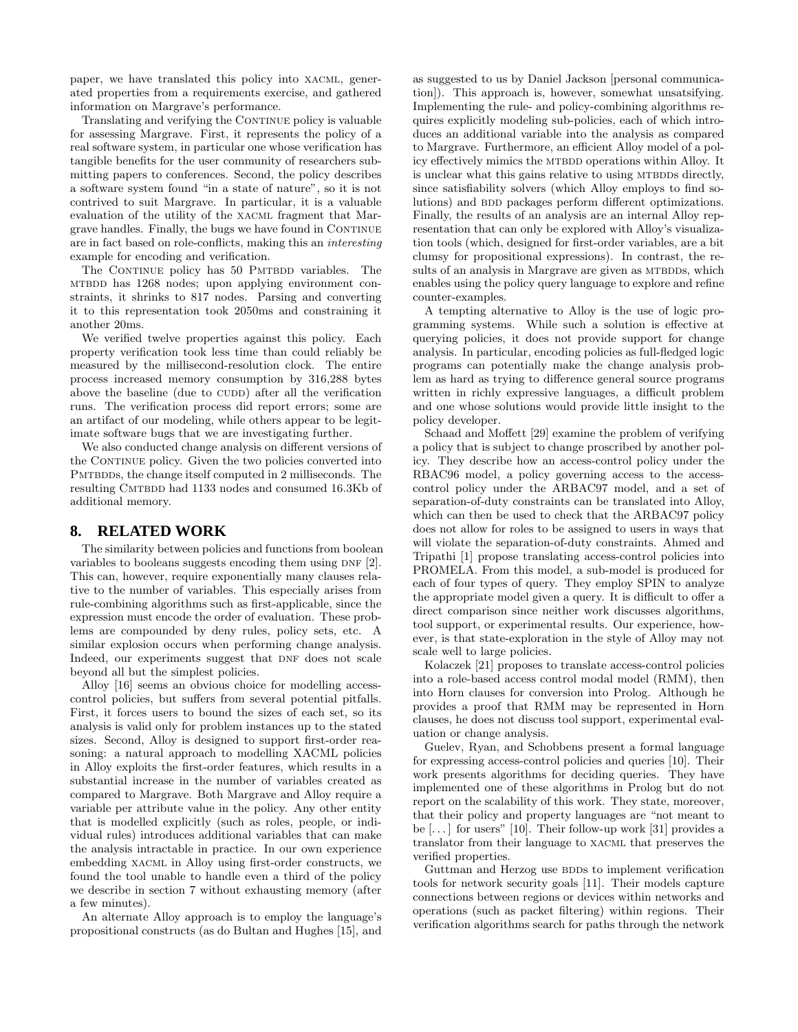paper, we have translated this policy into XACML, generated properties from a requirements exercise, and gathered information on Margrave's performance.

Translating and verifying the CONTINUE policy is valuable for assessing Margrave. First, it represents the policy of a real software system, in particular one whose verification has tangible benefits for the user community of researchers submitting papers to conferences. Second, the policy describes a software system found "in a state of nature", so it is not contrived to suit Margrave. In particular, it is a valuable evaluation of the utility of the XACML fragment that Margrave handles. Finally, the bugs we have found in CONTINUE are in fact based on role-conflicts, making this an *interesting* example for encoding and verification.

The CONTINUE policy has 50 PMTBDD variables. The MTBDD has 1268 nodes; upon applying environment constraints, it shrinks to 817 nodes. Parsing and converting it to this representation took 2050ms and constraining it another 20ms.

We verified twelve properties against this policy. Each property verification took less time than could reliably be measured by the millisecond-resolution clock. The entire process increased memory consumption by 316,288 bytes above the baseline (due to CUDD) after all the verification runs. The verification process did report errors; some are an artifact of our modeling, while others appear to be legitimate software bugs that we are investigating further.

We also conducted change analysis on different versions of the CONTINUE policy. Given the two policies converted into PMTBDDs, the change itself computed in 2 milliseconds. The resulting CMTBDD had 1133 nodes and consumed 16.3Kb of additional memory.

## 8. RELATED WORK

The similarity between policies and functions from boolean variables to booleans suggests encoding them using DNF [2]. This can, however, require exponentially many clauses relative to the number of variables. This especially arises from rule-combining algorithms such as first-applicable, since the expression must encode the order of evaluation. These problems are compounded by deny rules, policy sets, etc. A similar explosion occurs when performing change analysis. Indeed, our experiments suggest that DNF does not scale beyond all but the simplest policies.

Alloy [16] seems an obvious choice for modelling access-control policies, but suffers from several potential pitfalls. First, it forces users to bound the sizes of each set, so its analysis is valid only for problem instances up to the stated sizes. Second, Alloy is designed to support first-order reasoning: a natural approach to modelling XACML policies in Alloy exploits the first-order features, which results in a substantial increase in the number of variables created as compared to Margrave. Both Margrave and Alloy require a variable per attribute value in the policy. Any other entity that is modelled explicitly (such as roles, people, or individual rules) introduces additional variables that can make the analysis intractable in practice. In our own experience embedding XACML in Alloy using first-order constructs, we found the tool unable to handle even a third of the policy we describe in section 7 without exhausting memory (after a few minutes).

An alternate Alloy approach is to employ the language's propositional constructs (as do Bultan and Hughes [15], and as suggested to us by Daniel Jackson [personal communication]). This approach is, however, somewhat unsatsifying. Implementing the rule- and policy-combining algorithms requires explicitly modeling sub-policies, each of which introduces an additional variable into the analysis as compared to Margrave. Furthermore, an efficient Alloy model of a policy effectively mimics the MTBDD operations within Alloy. It is unclear what this gains relative to using MTBDDs directly, since satisfiability solvers (which Alloy employs to find solutions) and BDD packages perform different optimizations. Finally, the results of an analysis are an internal Alloy representation that can only be explored with Alloy's visualization tools (which, designed for first-order variables, are a bit clumsy for propositional expressions). In contrast, the results of an analysis in Margrave are given as MTBDDs, which enables using the policy query language to explore and refine counter-examples.

A tempting alternative to Alloy is the use of logic programming systems. While such a solution is effective at querying policies, it does not provide support for change analysis. In particular, encoding policies as full-fledged logic programs can potentially make the change analysis problem as hard as trying to difference general source programs written in richly expressive languages, a difficult problem and one whose solutions would provide little insight to the policy developer.

Schaad and Moffett [29] examine the problem of verifying a policy that is subject to change proscribed by another policy. They describe how an access-control policy under the RBAC96 model, a policy governing access to the access-control policy under the ARBAC97 model, and a set of separation-of-duty constraints can be translated into Alloy, which can then be used to check that the ARBAC97 policy does not allow for roles to be assigned to users in ways that will violate the separation-of-duty constraints. Ahmed and Tripathi [1] propose translating access-control policies into PROMELA. From this model, a sub-model is produced for each of four types of query. They employ SPIN to analyze the appropriate model given a query. It is difficult to offer a direct comparison since neither work discusses algorithms, tool support, or experimental results. Our experience, however, is that state-exploration in the style of Alloy may not scale well to large policies.

Kolaczek [21] proposes to translate access-control policies into a role-based access control modal model (RMM), then into Horn clauses for conversion into Prolog. Although he provides a proof that RMM may be represented in Horn clauses, he does not discuss tool support, experimental evaluation or change analysis.

Guelev, Ryan, and Schobbens present a formal language for expressing access-control policies and queries [10]. Their work presents algorithms for deciding queries. They have implemented one of these algorithms in Prolog but do not report on the scalability of this work. They state, moreover, that their policy and property languages are "not meant to be [. . . ] for users" [10]. Their follow-up work [31] provides a translator from their language to XACML that preserves the verified properties.

Guttman and Herzog use BDDs to implement verification tools for network security goals [11]. Their models capture connections between regions or devices within networks and operations (such as packet filtering) within regions. Their verification algorithms search for paths through the network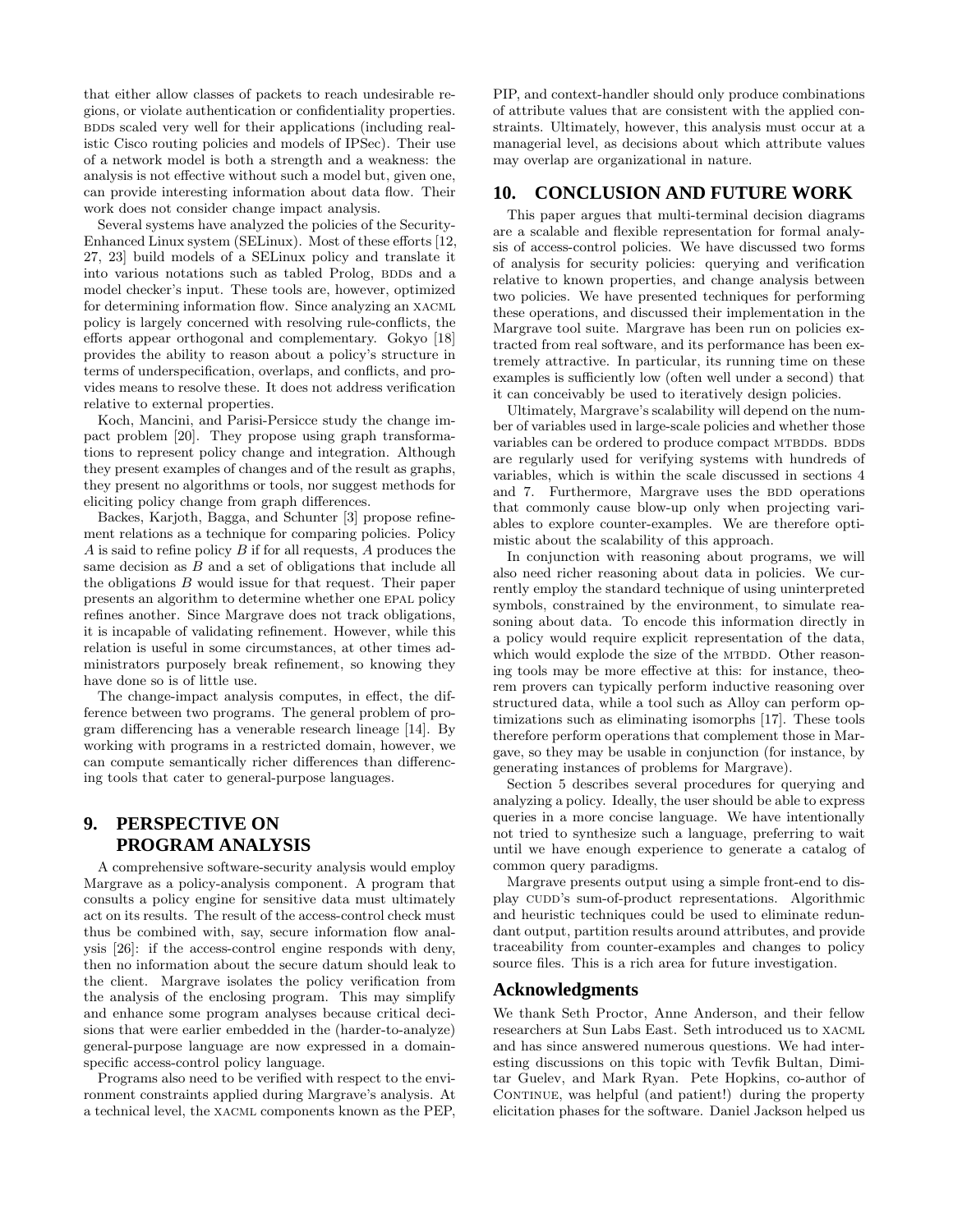that either allow classes of packets to reach undesirable regions, or violate authentication or confidentiality properties. BDDs scaled very well for their applications (including realistic Cisco routing policies and models of IPSec). Their use of a network model is both a strength and a weakness: the analysis is not effective without such a model but, given one, can provide interesting information about data flow. Their work does not consider change impact analysis.

Several systems have analyzed the policies of the Security-Enhanced Linux system (SELinux). Most of these efforts [12, 27, 23] build models of a SELinux policy and translate it into various notations such as tabled Prolog, BDDs and a model checker's input. These tools are, however, optimized for determining information flow. Since analyzing an XACML policy is largely concerned with resolving rule-conflicts, the efforts appear orthogonal and complementary. Gokyo [18] provides the ability to reason about a policy's structure in terms of underspecification, overlaps, and conflicts, and provides means to resolve these. It does not address verification relative to external properties.

Koch, Mancini, and Parisi-Persicce study the change impact problem [20]. They propose using graph transformations to represent policy change and integration. Although they present examples of changes and of the result as graphs, they present no algorithms or tools, nor suggest methods for eliciting policy change from graph differences.

Backes, Karjoth, Bagga, and Schunter [3] propose refinement relations as a technique for comparing policies. Policy $A$ is said to refine policy $B$ if for all requests, $A$ produces the same decision as $B$ and a set of obligations that include all the obligations $B$ would issue for that request. Their paper presents an algorithm to determine whether one EPAL policy refines another. Since Margrave does not track obligations, it is incapable of validating refinement. However, while this relation is useful in some circumstances, at other times administrators purposely break refinement, so knowing they have done so is of little use.

The change-impact analysis computes, in effect, the difference between two programs. The general problem of program differencing has a venerable research lineage [14]. By working with programs in a restricted domain, however, we can compute semantically richer differences than differencing tools that cater to general-purpose languages.

## 9. PERSPECTIVE ON PROGRAM ANALYSIS

A comprehensive software-security analysis would employ Margrave as a policy-analysis component. A program that consults a policy engine for sensitive data must ultimately act on its results. The result of the access-control check must thus be combined with, say, secure information flow analysis [26]: if the access-control engine responds with deny, then no information about the secure datum should leak to the client. Margrave isolates the policy verification from the analysis of the enclosing program. This may simplify and enhance some program analyses because critical decisions that were earlier embedded in the (harder-to-analyze) general-purpose language are now expressed in a domain-specific access-control policy language.

Programs also need to be verified with respect to the environment constraints applied during Margrave's analysis. At a technical level, the XACML components known as the PEP, PIP, and context-handler should only produce combinations of attribute values that are consistent with the applied constraints. Ultimately, however, this analysis must occur at a managerial level, as decisions about which attribute values may overlap are organizational in nature.

## 10. CONCLUSION AND FUTURE WORK

This paper argues that multi-terminal decision diagrams are a scalable and flexible representation for formal analysis of access-control policies. We have discussed two forms of analysis for security policies: querying and verification relative to known properties, and change analysis between two policies. We have presented techniques for performing these operations, and discussed their implementation in the Margrave tool suite. Margrave has been run on policies extracted from real software, and its performance has been extremely attractive. In particular, its running time on these examples is sufficiently low (often well under a second) that it can conceivably be used to iteratively design policies.

Ultimately, Margrave's scalability will depend on the number of variables used in large-scale policies and whether those variables can be ordered to produce compact MTBDDs. BDDs are regularly used for verifying systems with hundreds of variables, which is within the scale discussed in sections 4 and 7. Furthermore, Margrave uses the BDD operations that commonly cause blow-up only when projecting variables to explore counter-examples. We are therefore optimistic about the scalability of this approach.

In conjunction with reasoning about programs, we will also need richer reasoning about data in policies. We currently employ the standard technique of using uninterpreted symbols, constrained by the environment, to simulate reasoning about data. To encode this information directly in a policy would require explicit representation of the data, which would explode the size of the MTBDD. Other reasoning tools may be more effective at this: for instance, theorem provers can typically perform inductive reasoning over structured data, while a tool such as Alloy can perform optimizations such as eliminating isomorphs [17]. These tools therefore perform operations that complement those in Margave, so they may be usable in conjunction (for instance, by generating instances of problems for Margrave).

Section 5 describes several procedures for querying and analyzing a policy. Ideally, the user should be able to express queries in a more concise language. We have intentionally not tried to synthesize such a language, preferring to wait until we have enough experience to generate a catalog of common query paradigms.

Margrave presents output using a simple front-end to display CUDD's sum-of-product representations. Algorithmic and heuristic techniques could be used to eliminate redundant output, partition results around attributes, and provide traceability from counter-examples and changes to policy source files. This is a rich area for future investigation.

### Acknowledgments

We thank Seth Proctor, Anne Anderson, and their fellow researchers at Sun Labs East. Seth introduced us to XACML and has since answered numerous questions. We had interesting discussions on this topic with Tevfik Bultan, Dimitar Guelev, and Mark Ryan. Pete Hopkins, co-author of CONTINUE, was helpful (and patient!) during the property elicitation phases for the software. Daniel Jackson helped us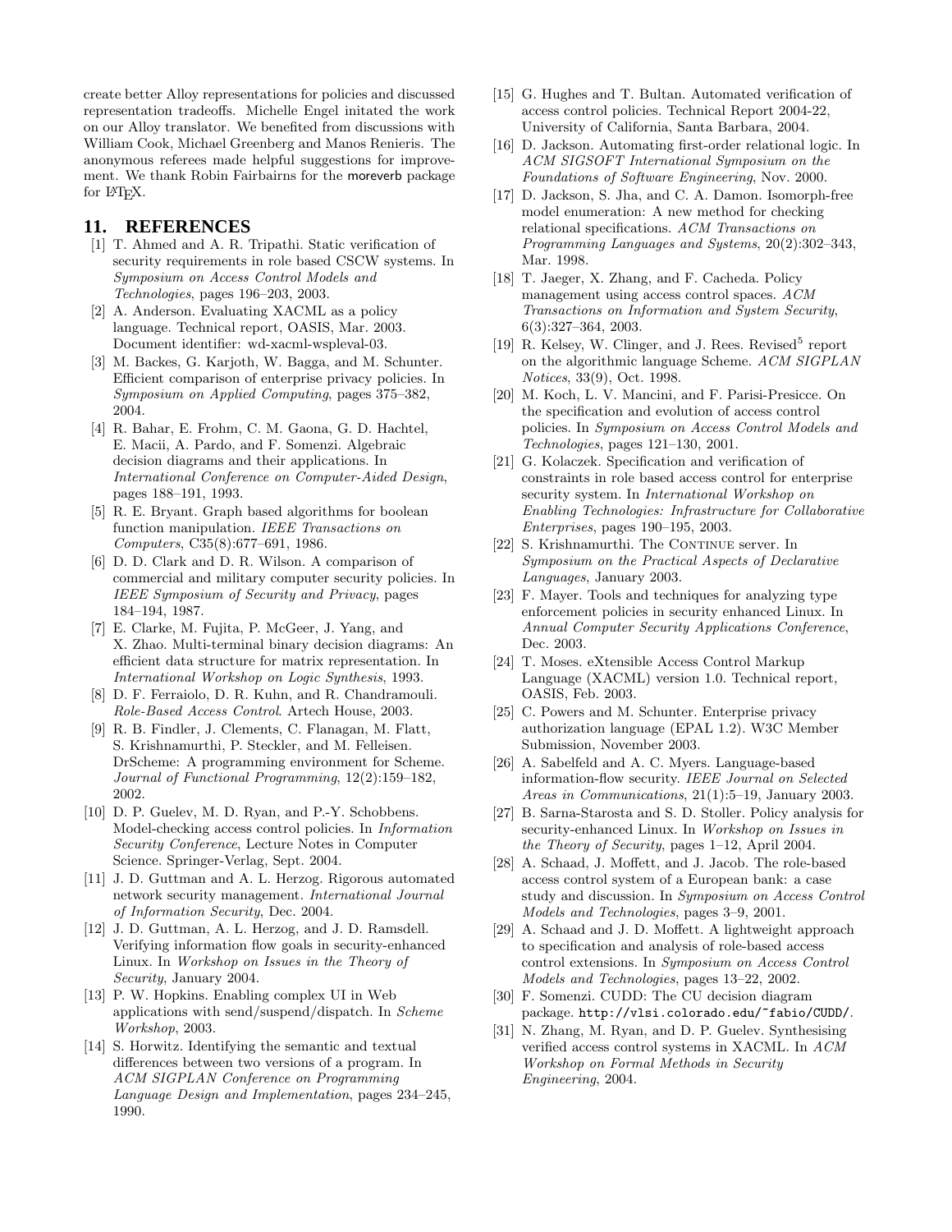create better Alloy representations for policies and discussed representation tradeoffs. Michelle Engel initated the work on our Alloy translator. We benefited from discussions with William Cook, Michael Greenberg and Manos Renieris. The anonymous referees made helpful suggestions for improvement. We thank Robin Fairbairns for the moreverb package for LaTeX.

## 11. REFERENCES

[1] T. Ahmed and A. R. Tripathi. Static verification of security requirements in role based CSCW systems. In *Symposium on Access Control Models and Technologies*, pages 196–203, 2003.

[2] A. Anderson. Evaluating XACML as a policy language. Technical report, OASIS, Mar. 2003. Document identifier: wd-xacml-wspleval-03.

[3] M. Backes, G. Karjoth, W. Bagga, and M. Schunter. Efficient comparison of enterprise privacy policies. In *Symposium on Applied Computing*, pages 375–382, 2004.

[4] R. Bahar, E. Frohm, C. M. Gaona, G. D. Hachtel, E. Macii, A. Pardo, and F. Somenzi. Algebraic decision diagrams and their applications. In *International Conference on Computer-Aided Design*, pages 188–191, 1993.

[5] R. E. Bryant. Graph based algorithms for boolean function manipulation. *IEEE Transactions on Computers*, C35(8):677–691, 1986.

[6] D. D. Clark and D. R. Wilson. A comparison of commercial and military computer security policies. In *IEEE Symposium of Security and Privacy*, pages 184–194, 1987.

[7] E. Clarke, M. Fujita, P. McGeer, J. Yang, and X. Zhao. Multi-terminal binary decision diagrams: An efficient data structure for matrix representation. In *International Workshop on Logic Synthesis*, 1993.

[8] D. F. Ferraiolo, D. R. Kuhn, and R. Chandramouli. *Role-Based Access Control*. Artech House, 2003.

[9] R. B. Findler, J. Clements, C. Flanagan, M. Flatt, S. Krishnamurthi, P. Steckler, and M. Felleisen. DrScheme: A programming environment for Scheme. *Journal of Functional Programming*, 12(2):159–182, 2002.

[10] D. P. Guelev, M. D. Ryan, and P.-Y. Schobbens. Model-checking access control policies. In *Information Security Conference*, Lecture Notes in Computer Science. Springer-Verlag, Sept. 2004.

[11] J. D. Guttman and A. L. Herzog. Rigorous automated network security management. *International Journal of Information Security*, Dec. 2004.

[12] J. D. Guttman, A. L. Herzog, and J. D. Ramsdell. Verifying information flow goals in security-enhanced Linux. In *Workshop on Issues in the Theory of Security*, January 2004.

[13] P. W. Hopkins. Enabling complex UI in Web applications with send/suspend/dispatch. In *Scheme Workshop*, 2003.

[14] S. Horwitz. Identifying the semantic and textual differences between two versions of a program. In *ACM SIGPLAN Conference on Programming Language Design and Implementation*, pages 234–245, 1990.

[15] G. Hughes and T. Bultan. Automated verification of access control policies. Technical Report 2004-22, University of California, Santa Barbara, 2004.

[16] D. Jackson. Automating first-order relational logic. In *ACM SIGSOFT International Symposium on the Foundations of Software Engineering*, Nov. 2000.

[17] D. Jackson, S. Jha, and C. A. Damon. Isomorph-free model enumeration: A new method for checking relational specifications. *ACM Transactions on Programming Languages and Systems*, 20(2):302–343, Mar. 1998.

[18] T. Jaeger, X. Zhang, and F. Cacheda. Policy management using access control spaces. *ACM Transactions on Information and System Security*, 6(3):327–364, 2003.

[19] R. Kelsey, W. Clinger, and J. Rees. Revised$^5$ report on the algorithmic language Scheme. *ACM SIGPLAN Notices*, 33(9), Oct. 1998.

[20] M. Koch, L. V. Mancini, and F. Parisi-Presicce. On the specification and evolution of access control policies. In *Symposium on Access Control Models and Technologies*, pages 121–130, 2001.

[21] G. Kolaczek. Specification and verification of constraints in role based access control for enterprise security system. In *International Workshop on Enabling Technologies: Infrastructure for Collaborative Enterprises*, pages 190–195, 2003.

[22] S. Krishnamurthi. The Continue server. In *Symposium on the Practical Aspects of Declarative Languages*, January 2003.

[23] F. Mayer. Tools and techniques for analyzing type enforcement policies in security enhanced Linux. In *Annual Computer Security Applications Conference*, Dec. 2003.

[24] T. Moses. eXtensible Access Control Markup Language (XACML) version 1.0. Technical report, OASIS, Feb. 2003.

[25] C. Powers and M. Schunter. Enterprise privacy authorization language (EPAL 1.2). W3C Member Submission, November 2003.

[26] A. Sabelfeld and A. C. Myers. Language-based information-flow security. *IEEE Journal on Selected Areas in Communications*, 21(1):5–19, January 2003.

[27] B. Sarna-Starosta and S. D. Stoller. Policy analysis for security-enhanced Linux. In *Workshop on Issues in the Theory of Security*, pages 1–12, April 2004.

[28] A. Schaad, J. Moffett, and J. Jacob. The role-based access control system of a European bank: a case study and discussion. In *Symposium on Access Control Models and Technologies*, pages 3–9, 2001.

[29] A. Schaad and J. D. Moffett. A lightweight approach to specification and analysis of role-based access control extensions. In *Symposium on Access Control Models and Technologies*, pages 13–22, 2002.

[30] F. Somenzi. CUDD: The CU decision diagram package. `http://vlsi.colorado.edu/~fabio/CUDD/`.

[31] N. Zhang, M. Ryan, and D. P. Guelev. Synthesising verified access control systems in XACML. In *ACM Workshop on Formal Methods in Security Engineering*, 2004.